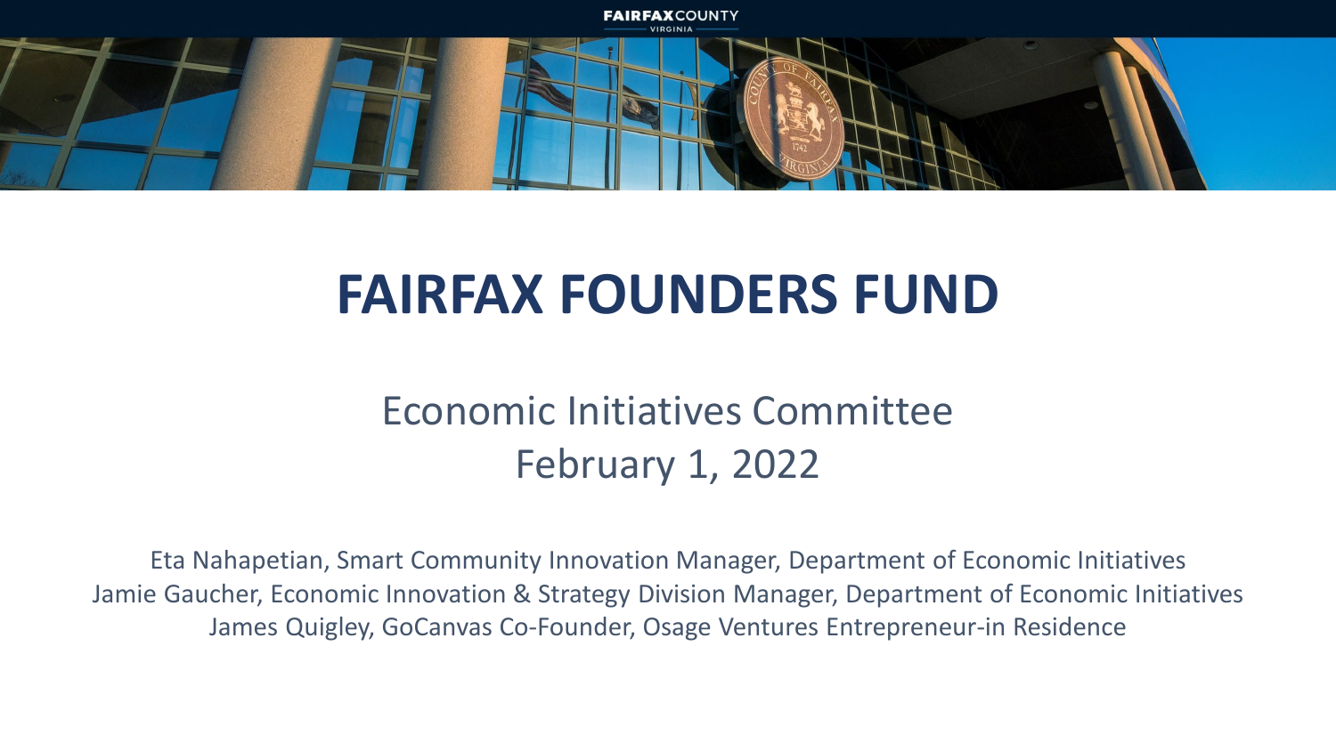# FAIRFAX FOUNDERS FUND

## Economic Initiatives Committee
## February 1, 2022

Eta Nahapetian, Smart Community Innovation Manager, Department of Economic Initiatives
Jamie Gaucher, Economic Innovation & Strategy Division Manager, Department of Economic Initiatives
James Quigley, GoCanvas Co-Founder, Osage Ventures Entrepreneur-in Residence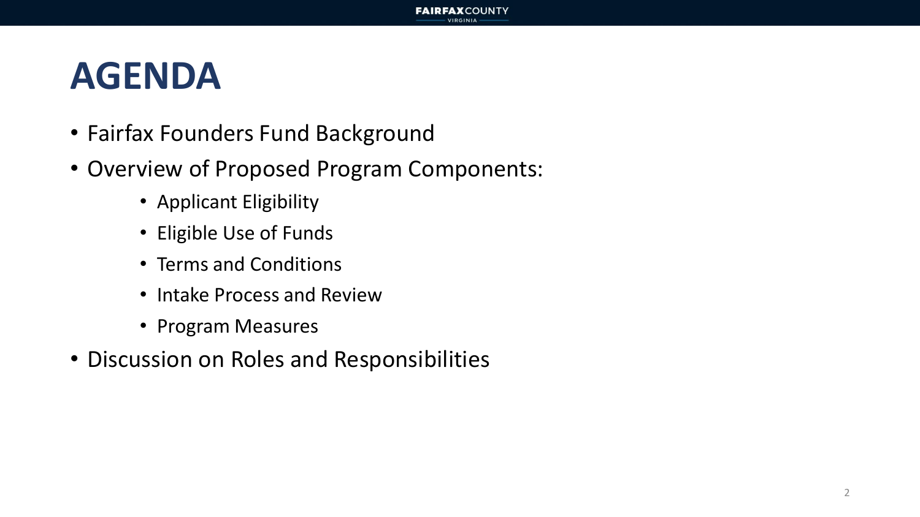# AGENDA

- Fairfax Founders Fund Background
- Overview of Proposed Program Components:
  - Applicant Eligibility
  - Eligible Use of Funds
  - Terms and Conditions
  - Intake Process and Review
  - Program Measures
- Discussion on Roles and Responsibilities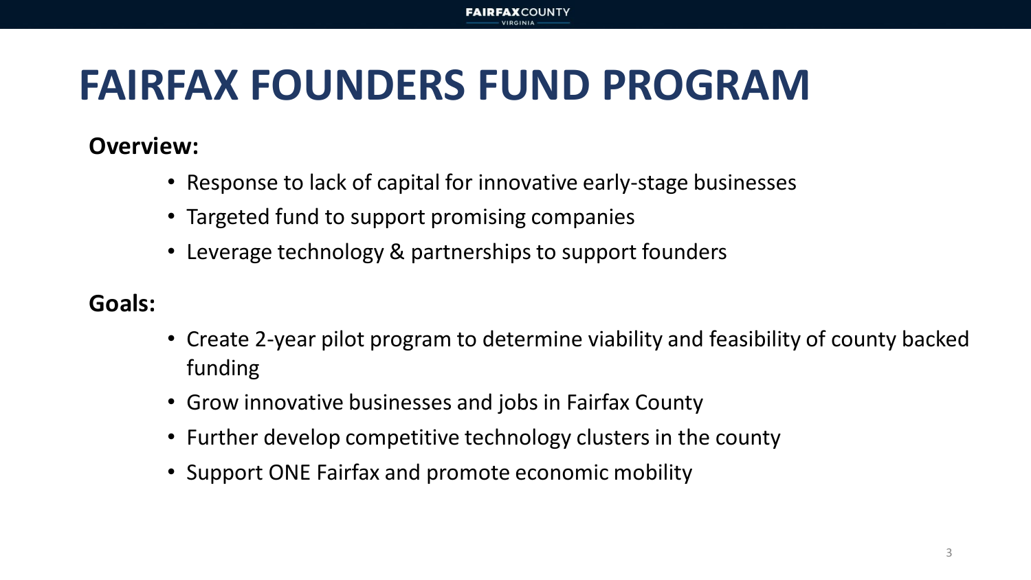# FAIRFAX FOUNDERS FUND PROGRAM

**Overview:**

- Response to lack of capital for innovative early-stage businesses
- Targeted fund to support promising companies
- Leverage technology & partnerships to support founders

**Goals:**

- Create 2-year pilot program to determine viability and feasibility of county backed funding
- Grow innovative businesses and jobs in Fairfax County
- Further develop competitive technology clusters in the county
- Support ONE Fairfax and promote economic mobility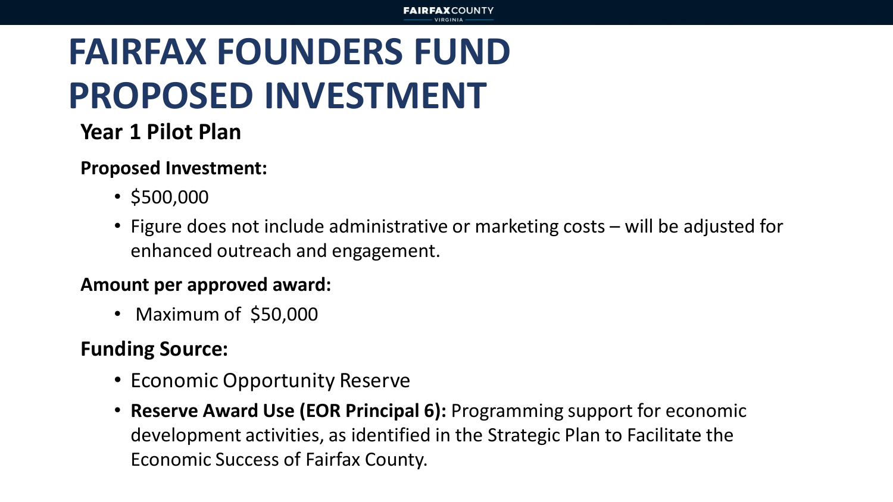# FAIRFAX FOUNDERS FUND PROPOSED INVESTMENT

## Year 1 Pilot Plan

**Proposed Investment:**

- $500,000
- Figure does not include administrative or marketing costs – will be adjusted for enhanced outreach and engagement.

**Amount per approved award:**

- Maximum of $50,000

**Funding Source:**

- Economic Opportunity Reserve
- **Reserve Award Use (EOR Principal 6):** Programming support for economic development activities, as identified in the Strategic Plan to Facilitate the Economic Success of Fairfax County.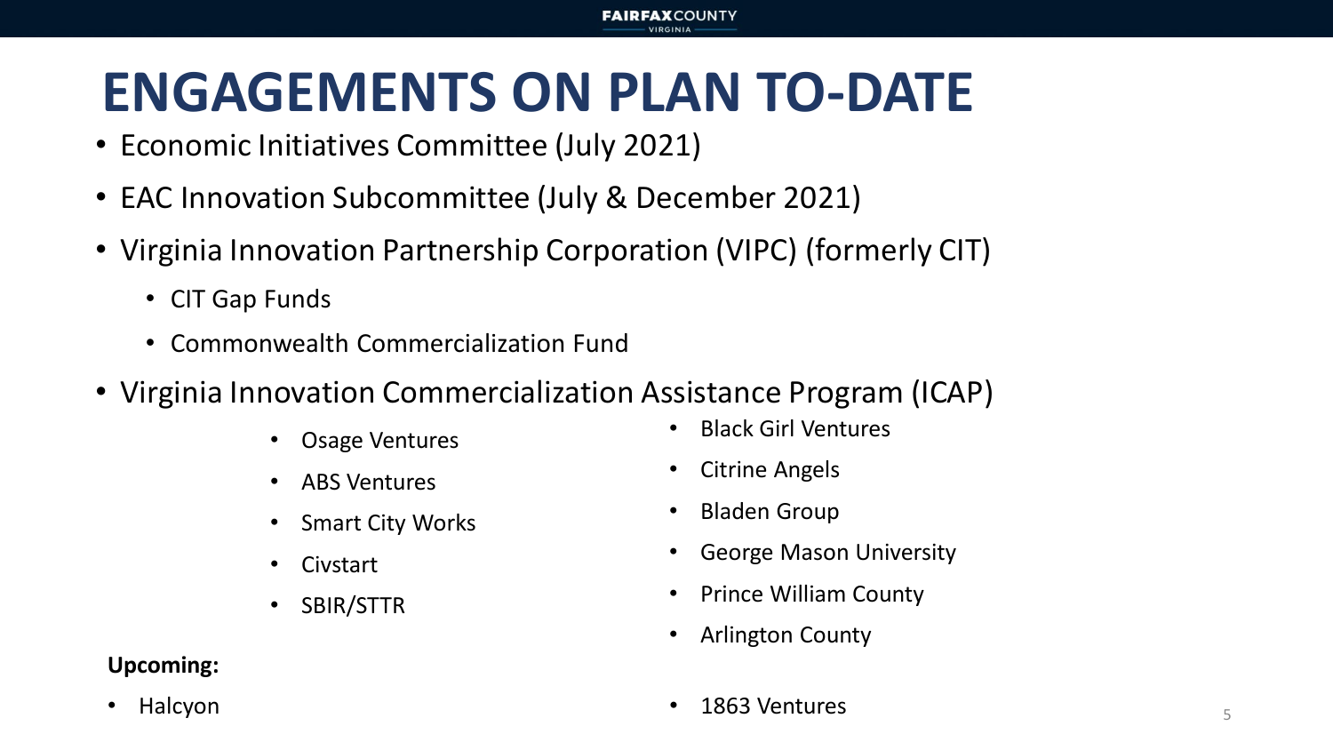# ENGAGEMENTS ON PLAN TO-DATE

- Economic Initiatives Committee (July 2021)
- EAC Innovation Subcommittee (July & December 2021)
- Virginia Innovation Partnership Corporation (VIPC) (formerly CIT)
  - CIT Gap Funds
  - Commonwealth Commercialization Fund
- Virginia Innovation Commercialization Assistance Program (ICAP)
  - Osage Ventures
  - ABS Ventures
  - Smart City Works
  - Civstart
  - SBIR/STTR
  - Black Girl Ventures
  - Citrine Angels
  - Bladen Group
  - George Mason University
  - Prince William County
  - Arlington County

**Upcoming:**

- Halcyon
- 1863 Ventures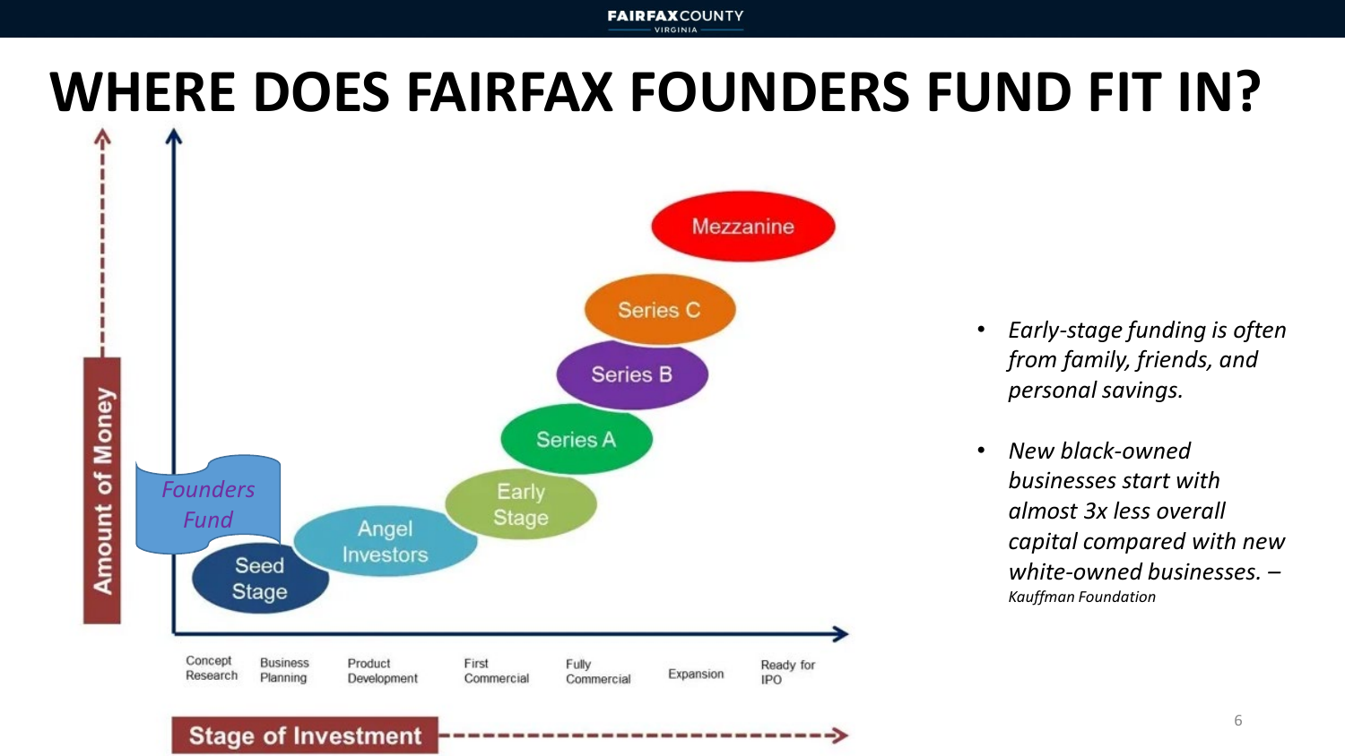# WHERE DOES FAIRFAX FOUNDERS FUND FIT IN?

Amount of Money

Mezzanine

Series C

Series B

Series A

Early Stage

Angel Investors

Founders Fund

Seed Stage

Concept Research | Business Planning | Product Development | First Commercial | Fully Commercial | Expansion | Ready for IPO

Stage of Investment

- *Early-stage funding is often from family, friends, and personal savings.*
- *New black-owned businesses start with almost 3x less overall capital compared with new white-owned businesses. – Kauffman Foundation*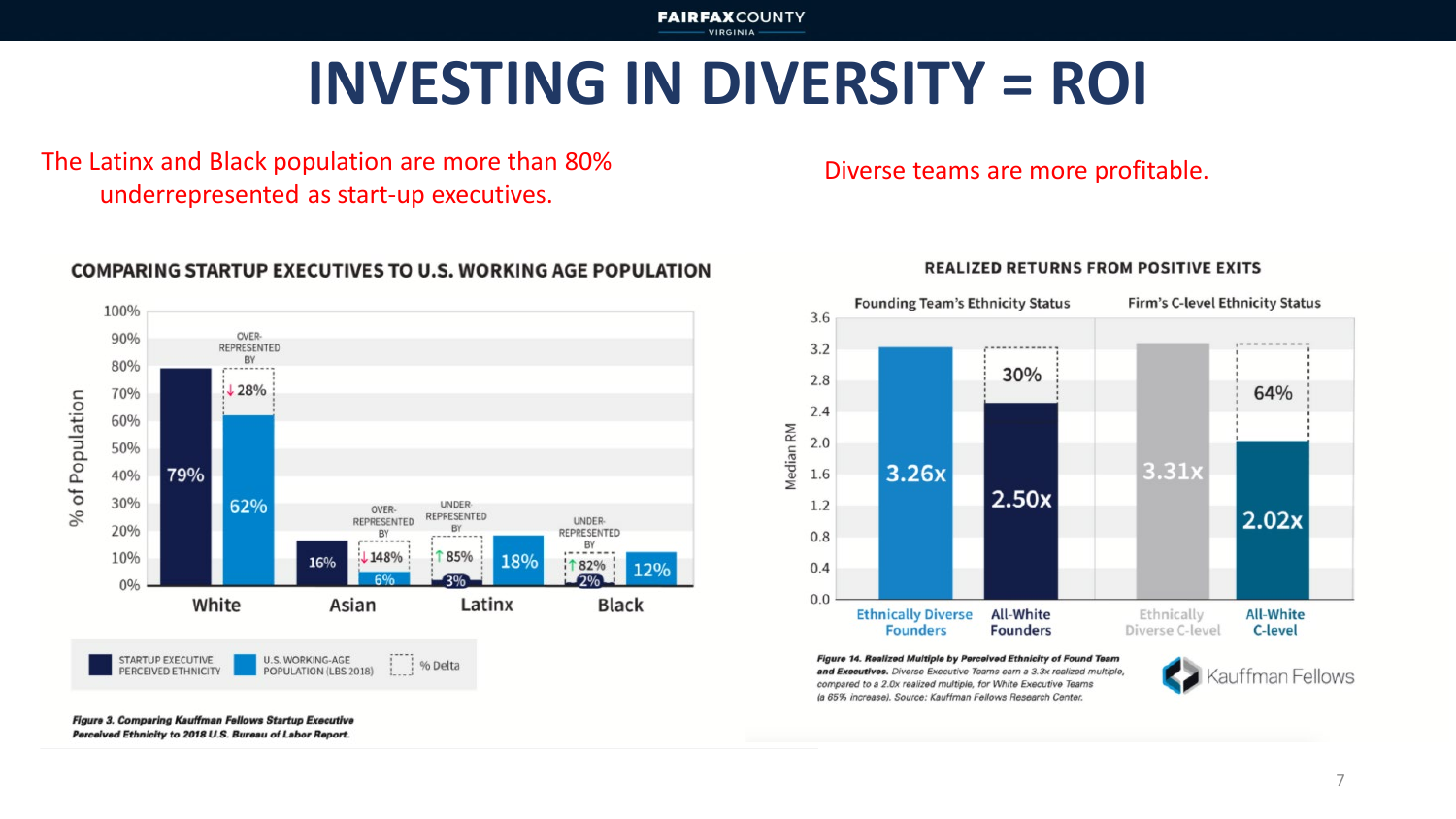# INVESTING IN DIVERSITY = ROI

The Latinx and Black population are more than 80% underrepresented as start-up executives.

Diverse teams are more profitable.

### COMPARING STARTUP EXECUTIVES TO U.S. WORKING AGE POPULATION

| | Startup Executive Perceived Ethnicity | U.S. Working-Age Population (LBS 2018) | % Delta |
|---|---|---|---|
| White | 79% | 62% | Over-represented by ↓28% |
| Asian | 16% | 6% | Over-represented by ↓148% |
| Latinx | 3% | 18% | Under-represented by ↑85% |
| Black | 2% | 12% | Under-represented by ↑82% |

*Figure 3. Comparing Kauffman Fellows Startup Executive Perceived Ethnicity to 2018 U.S. Bureau of Labor Report.*

### REALIZED RETURNS FROM POSITIVE EXITS

| | Median RM | % Delta |
|---|---|---|
| **Founding Team's Ethnicity Status** | | |
| Ethnically Diverse Founders | 3.26x | |
| All-White Founders | 2.50x | 30% |
| **Firm's C-level Ethnicity Status** | | |
| Ethnically Diverse C-level | 3.31x | |
| All-White C-level | 2.02x | 64% |

*Figure 14. Realized Multiple by Perceived Ethnicity of Found Team and Executives.* Diverse Executive Teams earn a 3.3x realized multiple, compared to a 2.0x realized multiple, for White Executive Teams (a 65% increase). Source: Kauffman Fellows Research Center.

Kauffman Fellows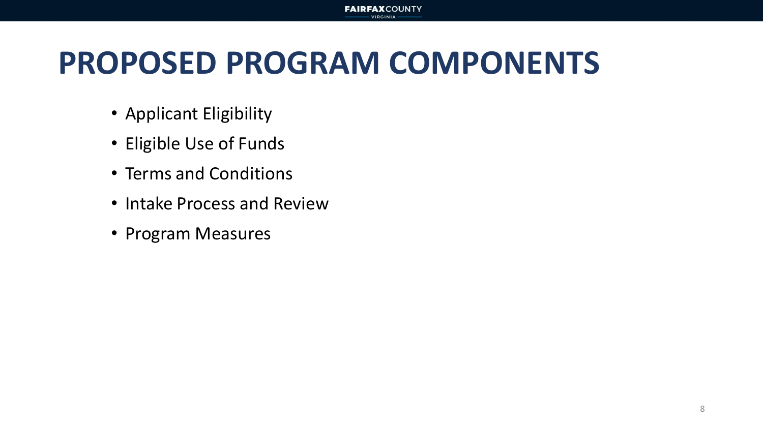# PROPOSED PROGRAM COMPONENTS

- Applicant Eligibility
- Eligible Use of Funds
- Terms and Conditions
- Intake Process and Review
- Program Measures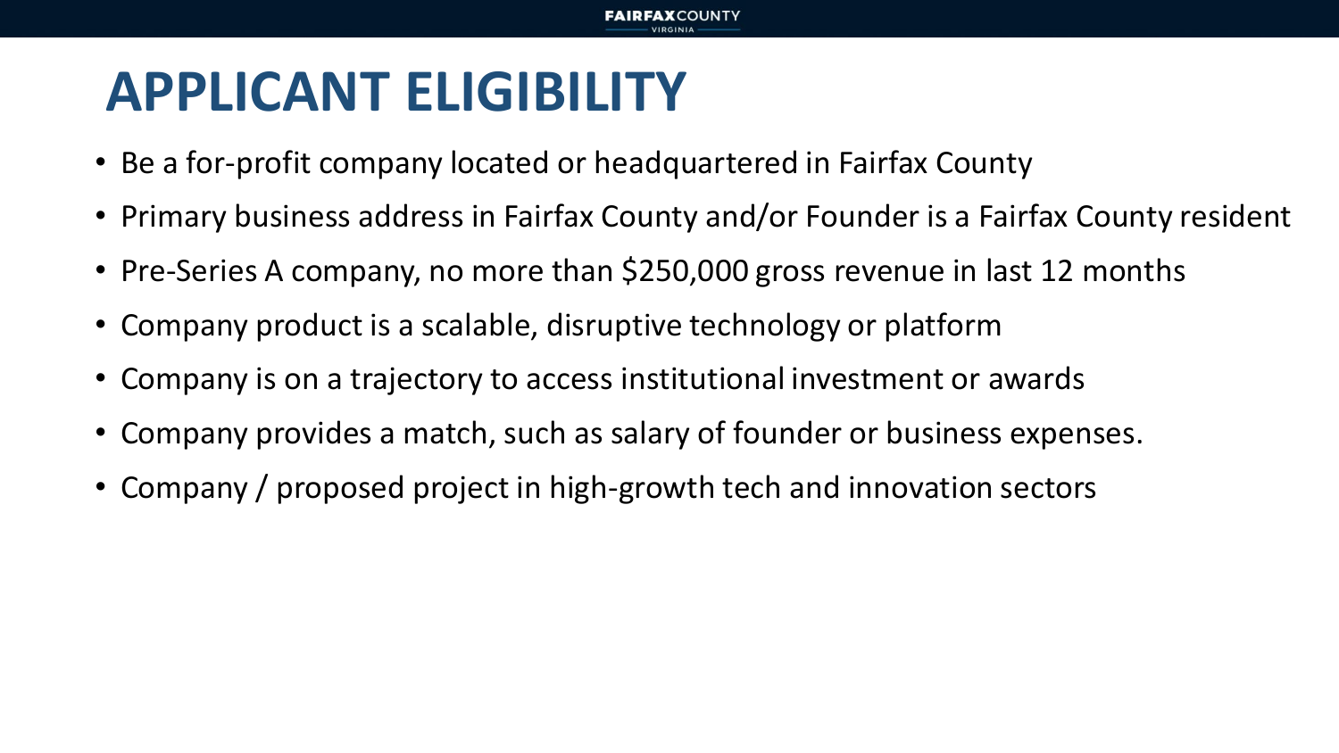# APPLICANT ELIGIBILITY

- Be a for-profit company located or headquartered in Fairfax County
- Primary business address in Fairfax County and/or Founder is a Fairfax County resident
- Pre-Series A company, no more than $250,000 gross revenue in last 12 months
- Company product is a scalable, disruptive technology or platform
- Company is on a trajectory to access institutional investment or awards
- Company provides a match, such as salary of founder or business expenses.
- Company / proposed project in high-growth tech and innovation sectors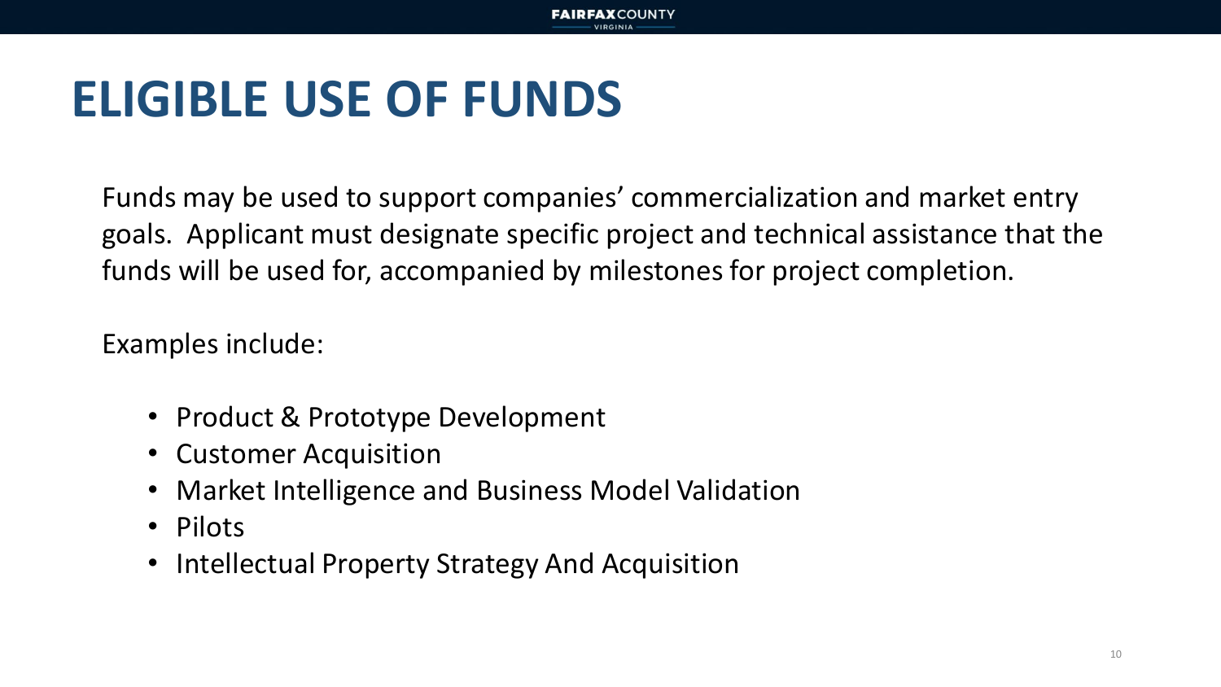# ELIGIBLE USE OF FUNDS

Funds may be used to support companies' commercialization and market entry goals. Applicant must designate specific project and technical assistance that the funds will be used for, accompanied by milestones for project completion.

Examples include:

- Product & Prototype Development
- Customer Acquisition
- Market Intelligence and Business Model Validation
- Pilots
- Intellectual Property Strategy And Acquisition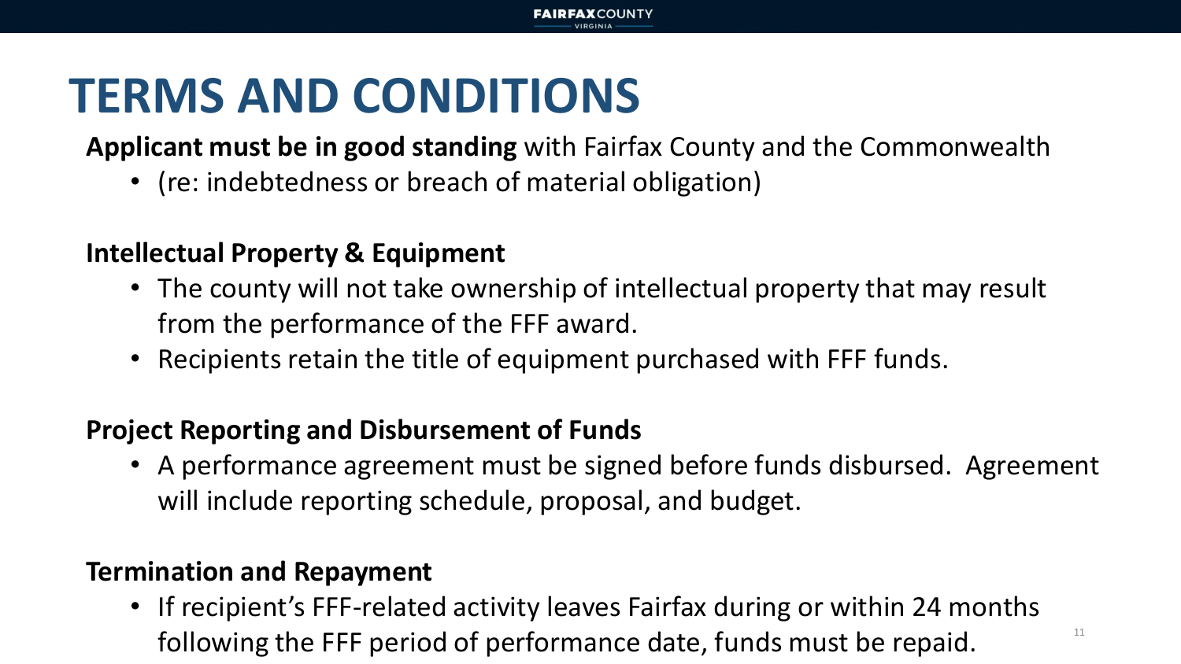# TERMS AND CONDITIONS

**Applicant must be in good standing** with Fairfax County and the Commonwealth

- (re: indebtedness or breach of material obligation)

**Intellectual Property & Equipment**

- The county will not take ownership of intellectual property that may result from the performance of the FFF award.
- Recipients retain the title of equipment purchased with FFF funds.

**Project Reporting and Disbursement of Funds**

- A performance agreement must be signed before funds disbursed. Agreement will include reporting schedule, proposal, and budget.

**Termination and Repayment**

- If recipient's FFF-related activity leaves Fairfax during or within 24 months following the FFF period of performance date, funds must be repaid.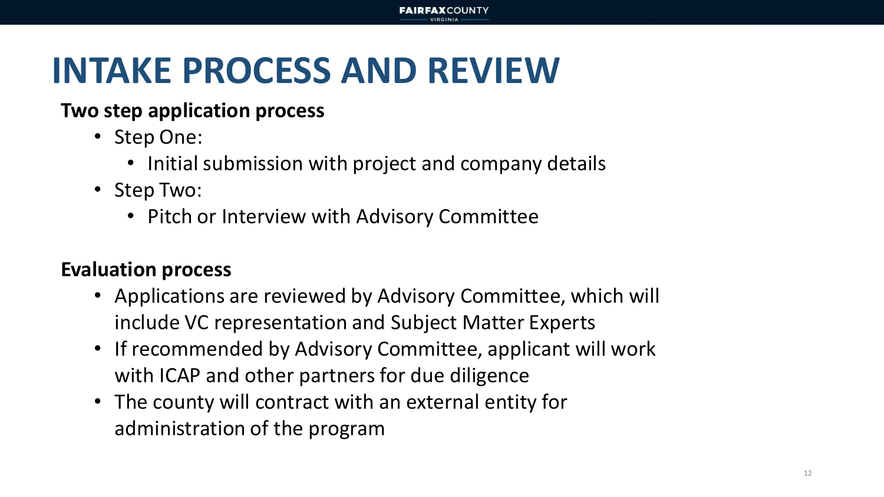# INTAKE PROCESS AND REVIEW

**Two step application process**

- Step One:
  - Initial submission with project and company details
- Step Two:
  - Pitch or Interview with Advisory Committee

**Evaluation process**

- Applications are reviewed by Advisory Committee, which will include VC representation and Subject Matter Experts
- If recommended by Advisory Committee, applicant will work with ICAP and other partners for due diligence
- The county will contract with an external entity for administration of the program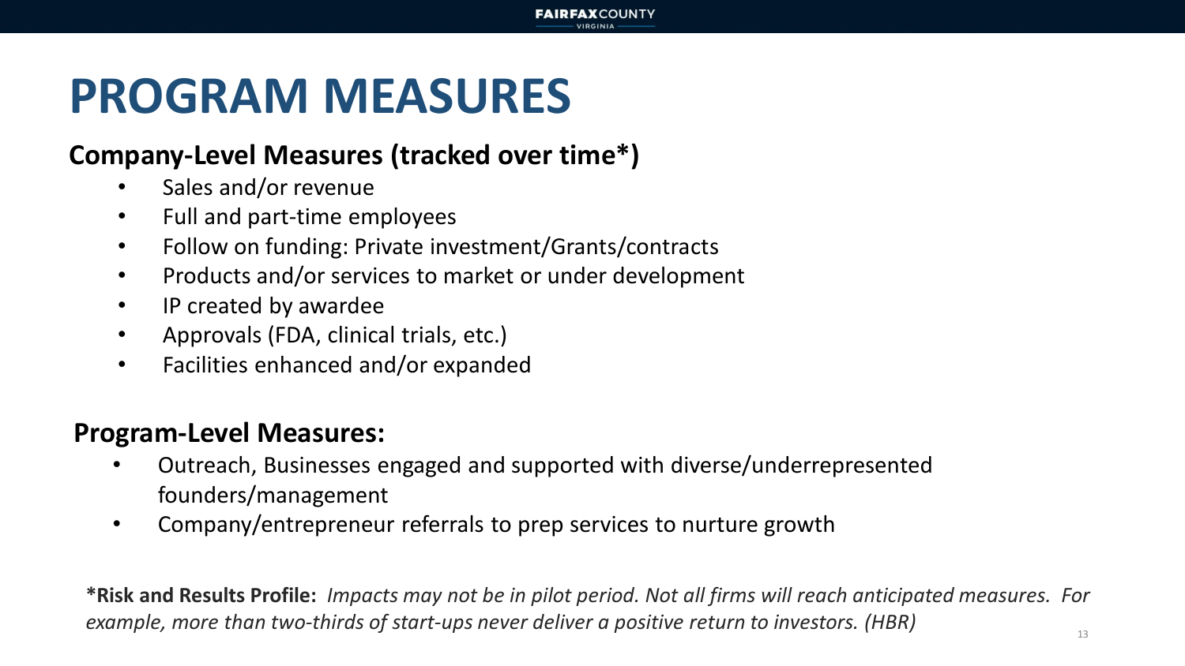# PROGRAM MEASURES

**Company-Level Measures (tracked over time*)**

- Sales and/or revenue
- Full and part-time employees
- Follow on funding: Private investment/Grants/contracts
- Products and/or services to market or under development
- IP created by awardee
- Approvals (FDA, clinical trials, etc.)
- Facilities enhanced and/or expanded

**Program-Level Measures:**

- Outreach, Businesses engaged and supported with diverse/underrepresented founders/management
- Company/entrepreneur referrals to prep services to nurture growth

***Risk and Results Profile:** *Impacts may not be in pilot period. Not all firms will reach anticipated measures. For example, more than two-thirds of start-ups never deliver a positive return to investors. (HBR)*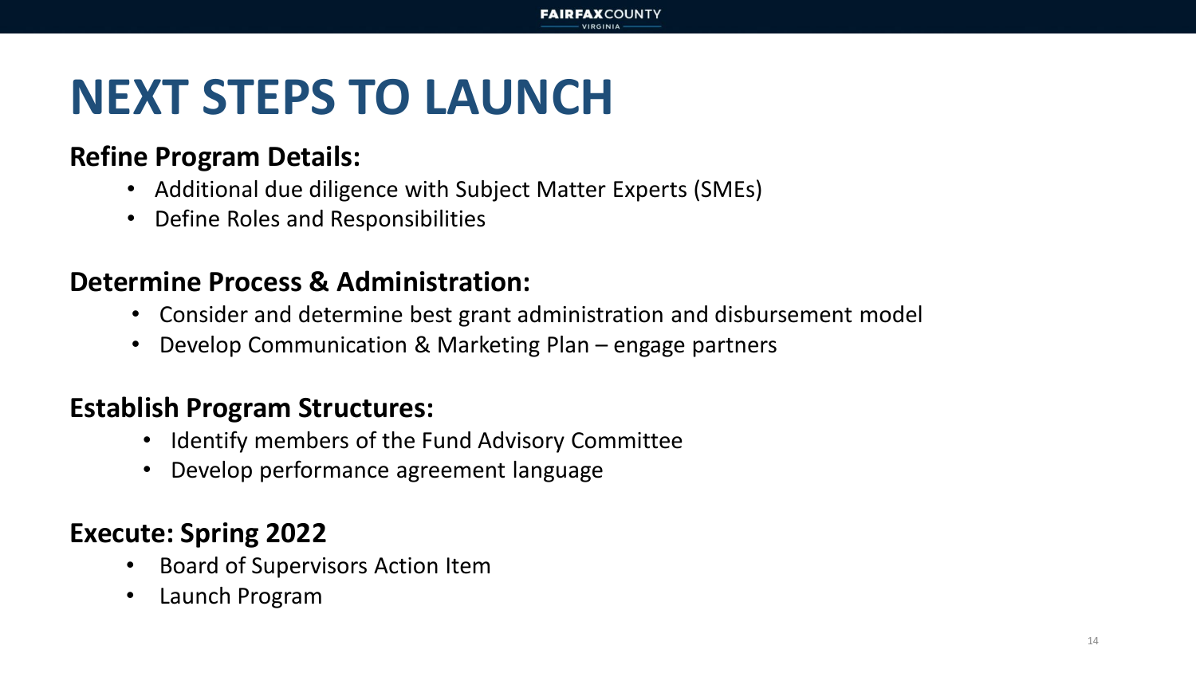# NEXT STEPS TO LAUNCH

**Refine Program Details:**

- Additional due diligence with Subject Matter Experts (SMEs)
- Define Roles and Responsibilities

**Determine Process & Administration:**

- Consider and determine best grant administration and disbursement model
- Develop Communication & Marketing Plan – engage partners

**Establish Program Structures:**

- Identify members of the Fund Advisory Committee
- Develop performance agreement language

**Execute: Spring 2022**

- Board of Supervisors Action Item
- Launch Program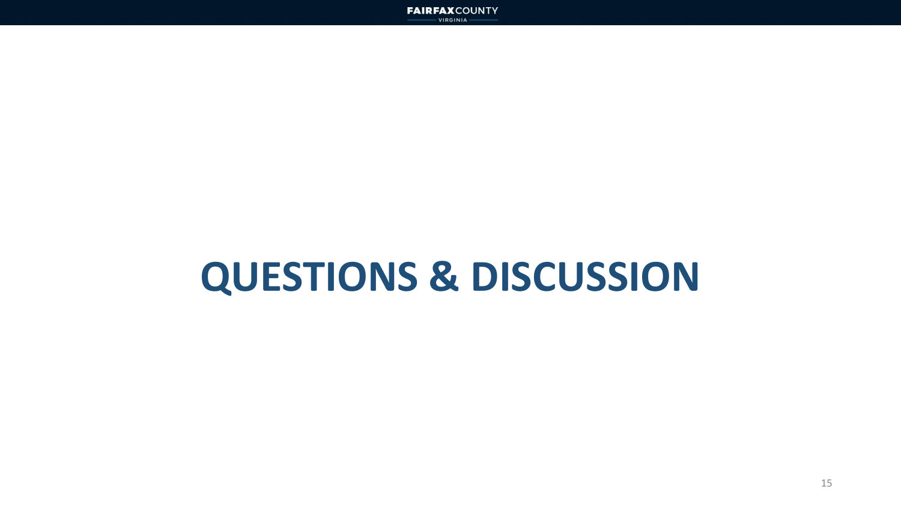# QUESTIONS & DISCUSSION